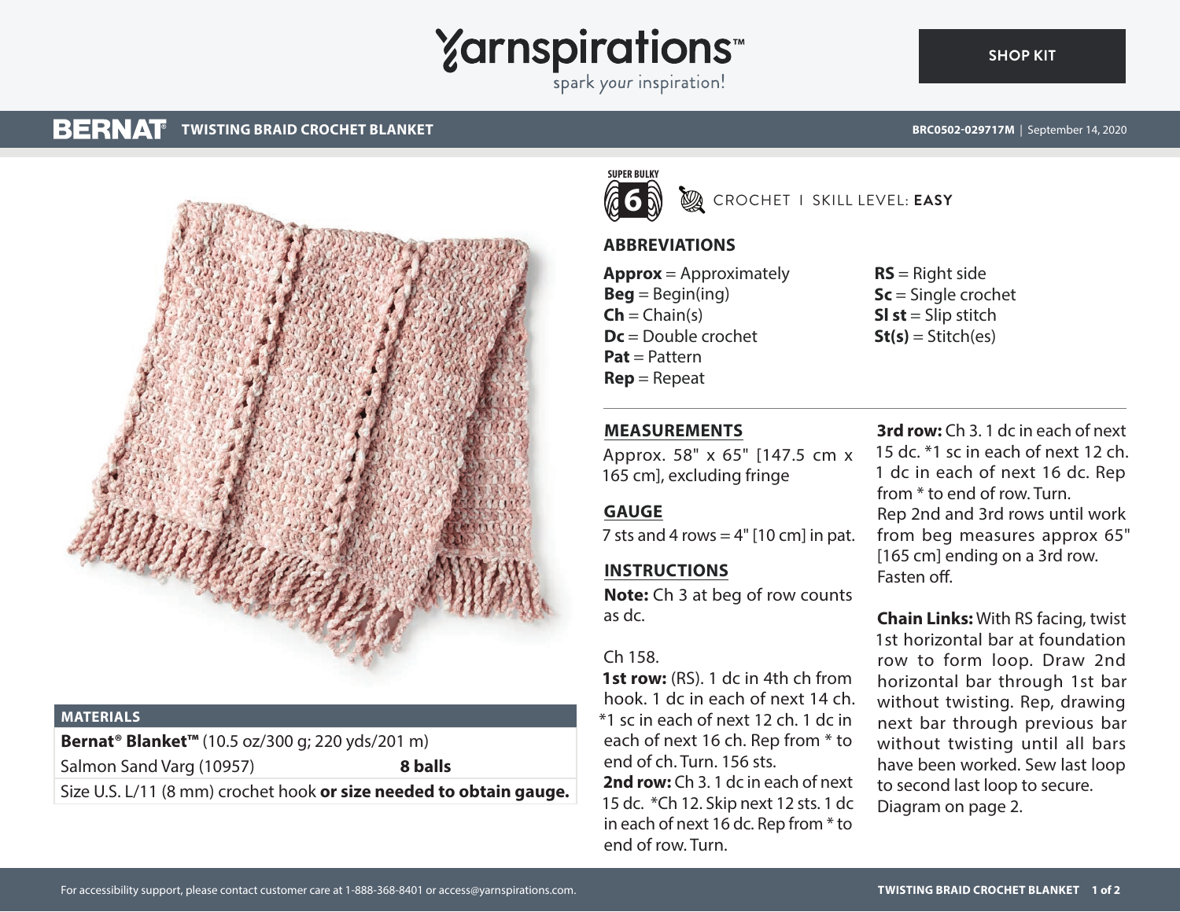# Yarnspirations

spark your inspiration!

SHOP KIT

**BERNAT** **TWISTING BRAID CROCHET BLANKET**

**BRC0502-029717M** | September 14, 2020

SUPER BULKY 6

CROCHET | SKILL LEVEL: **EASY**

## MATERIALS

| | |
|---|---|
| **Bernat® Blanket™** (10.5 oz/300 g; 220 yds/201 m) | |
| Salmon Sand Varg (10957) | **8 balls** |
| Size U.S. L/11 (8 mm) crochet hook **or size needed to obtain gauge.** | |

## ABBREVIATIONS

**Approx** = Approximately
**Beg** = Begin(ing)
**Ch** = Chain(s)
**Dc** = Double crochet
**Pat** = Pattern
**Rep** = Repeat
**RS** = Right side
**Sc** = Single crochet
**Sl st** = Slip stitch
**St(s)** = Stitch(es)

## MEASUREMENTS

Approx. 58" x 65" [147.5 cm x 165 cm], excluding fringe

## GAUGE

7 sts and 4 rows = 4" [10 cm] in pat.

## INSTRUCTIONS

**Note:** Ch 3 at beg of row counts as dc.

Ch 158.

**1st row:** (RS). 1 dc in 4th ch from hook. 1 dc in each of next 14 ch. *1 sc in each of next 12 ch. 1 dc in each of next 16 ch. Rep from * to end of ch. Turn. 156 sts.

**2nd row:** Ch 3. 1 dc in each of next 15 dc. *Ch 12. Skip next 12 sts. 1 dc in each of next 16 dc. Rep from * to end of row. Turn.

**3rd row:** Ch 3. 1 dc in each of next 15 dc. *1 sc in each of next 12 ch. 1 dc in each of next 16 dc. Rep from * to end of row. Turn.

Rep 2nd and 3rd rows until work from beg measures approx 65" [165 cm] ending on a 3rd row. Fasten off.

**Chain Links:** With RS facing, twist 1st horizontal bar at foundation row to form loop. Draw 2nd horizontal bar through 1st bar without twisting. Rep, drawing next bar through previous bar without twisting until all bars have been worked. Sew last loop to second last loop to secure. Diagram on page 2.

For accessibility support, please contact customer care at 1-888-368-8401 or access@yarnspirations.com.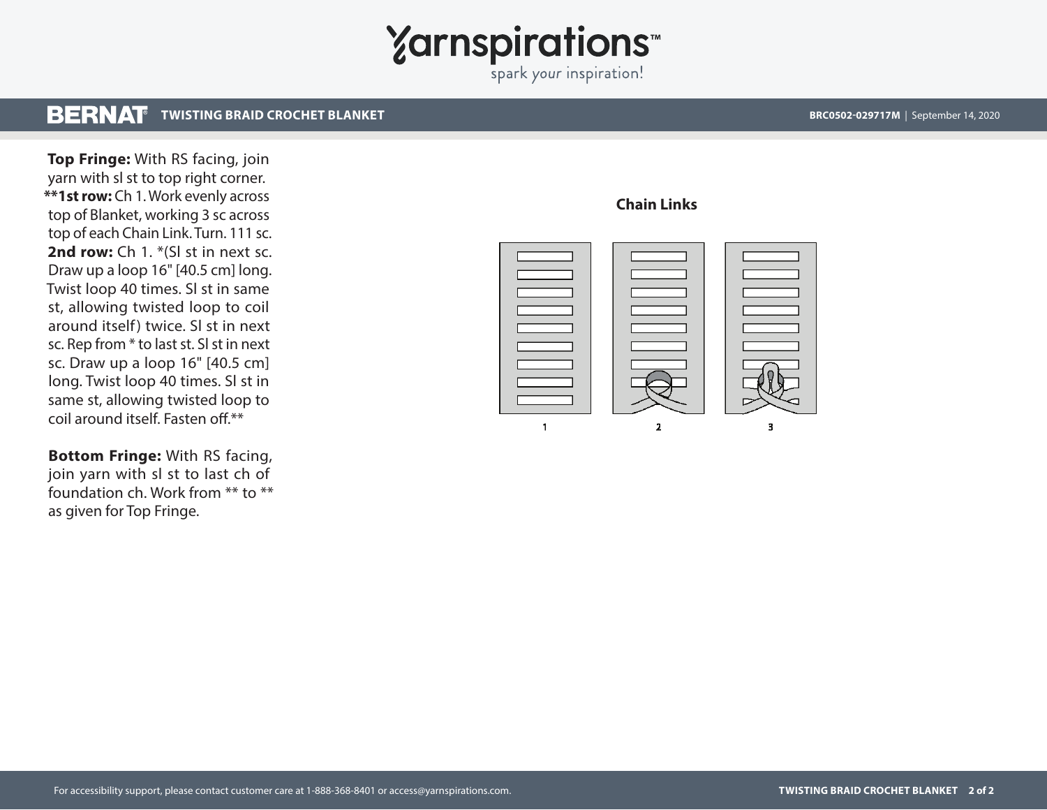**Top Fringe:** With RS facing, join yarn with sl st to top right corner.

****1st row:** Ch 1. Work evenly across top of Blanket, working 3 sc across top of each Chain Link. Turn. 111 sc.

**2nd row:** Ch 1. *(Sl st in next sc. Draw up a loop 16" [40.5 cm] long. Twist loop 40 times. Sl st in same st, allowing twisted loop to coil around itself) twice. Sl st in next sc. Rep from * to last st. Sl st in next sc. Draw up a loop 16" [40.5 cm] long. Twist loop 40 times. Sl st in same st, allowing twisted loop to coil around itself. Fasten off.**

**Bottom Fringe:** With RS facing, join yarn with sl st to last ch of foundation ch. Work from ** to ** as given for Top Fringe.

**Chain Links**

1

2

3